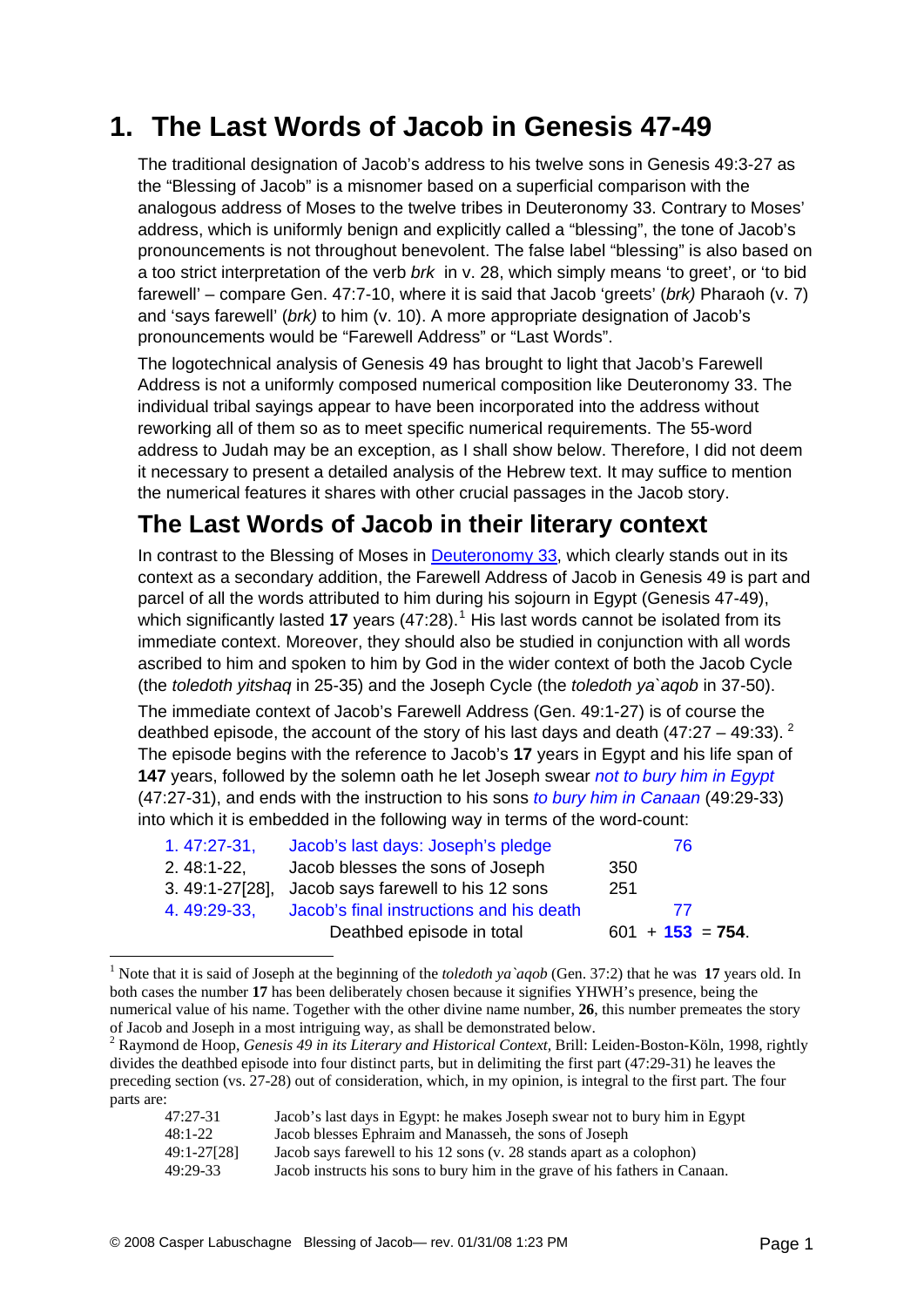# 1. The Last Words of Jacob in Genesis 47-49

The traditional designation of Jacob's address to his twelve sons in Genesis 49:3-27 as the "Blessing of Jacob" is a misnomer based on a superficial comparison with the analogous address of Moses to the twelve tribes in Deuteronomy 33. Contrary to Moses' address, which is uniformly benign and explicitly called a "blessing", the tone of Jacob's pronouncements is not throughout benevolent. The false label "blessing" is also based on a too strict interpretation of the verb *brk* in v. 28, which simply means 'to greet', or 'to bid farewell' – compare Gen. 47:7-10, where it is said that Jacob 'greets' (*brk)* Pharaoh (v. 7) and 'says farewell' (*brk)* to him (v. 10). A more appropriate designation of Jacob's pronouncements would be "Farewell Address" or "Last Words".

The logotechnical analysis of Genesis 49 has brought to light that Jacob's Farewell Address is not a uniformly composed numerical composition like Deuteronomy 33. The individual tribal sayings appear to have been incorporated into the address without reworking all of them so as to meet specific numerical requirements. The 55-word address to Judah may be an exception, as I shall show below. Therefore, I did not deem it necessary to present a detailed analysis of the Hebrew text. It may suffice to mention the numerical features it shares with other crucial passages in the Jacob story.

## The Last Words of Jacob in their literary context

In contrast to the Blessing of Moses in Deuteronomy 33, which clearly stands out in its context as a secondary addition, the Farewell Address of Jacob in Genesis 49 is part and parcel of all the words attributed to him during his sojourn in Egypt (Genesis 47-49), which significantly lasted **17** years (47:28).[1] His last words cannot be isolated from its immediate context. Moreover, they should also be studied in conjunction with all words ascribed to him and spoken to him by God in the wider context of both the Jacob Cycle (the *toledoth yitshaq* in 25-35) and the Joseph Cycle (the *toledoth ya`aqob* in 37-50).

The immediate context of Jacob's Farewell Address (Gen. 49:1-27) is of course the deathbed episode, the account of the story of his last days and death (47:27 – 49:33).[2] The episode begins with the reference to Jacob's **17** years in Egypt and his life span of **147** years, followed by the solemn oath he let Joseph swear *not to bury him in Egypt* (47:27-31), and ends with the instruction to his sons *to bury him in Canaan* (49:29-33) into which it is embedded in the following way in terms of the word-count:

| | | | |
|---|---|---|---|
| 1. 47:27-31, | Jacob's last days: Joseph's pledge | | 76 |
| 2. 48:1-22, | Jacob blesses the sons of Joseph | 350 | |
| 3. 49:1-27[28], | Jacob says farewell to his 12 sons | 251 | |
| 4. 49:29-33, | Jacob's final instructions and his death | | 77 |
| | Deathbed episode in total | 601 + **153** = **754**. | |

[1] Note that it is said of Joseph at the beginning of the *toledoth ya`aqob* (Gen. 37:2) that he was **17** years old. In both cases the number **17** has been deliberately chosen because it signifies YHWH's presence, being the numerical value of his name. Together with the other divine name number, **26**, this number premeates the story of Jacob and Joseph in a most intriguing way, as shall be demonstrated below.

[2] Raymond de Hoop, *Genesis 49 in its Literary and Historical Context*, Brill: Leiden-Boston-Köln, 1998, rightly divides the deathbed episode into four distinct parts, but in delimiting the first part (47:29-31) he leaves the preceding section (vs. 27-28) out of consideration, which, in my opinion, is integral to the first part. The four parts are:

| | |
|---|---|
| 47:27-31 | Jacob's last days in Egypt: he makes Joseph swear not to bury him in Egypt |
| 48:1-22 | Jacob blesses Ephraim and Manasseh, the sons of Joseph |
| 49:1-27[28] | Jacob says farewell to his 12 sons (v. 28 stands apart as a colophon) |
| 49:29-33 | Jacob instructs his sons to bury him in the grave of his fathers in Canaan. |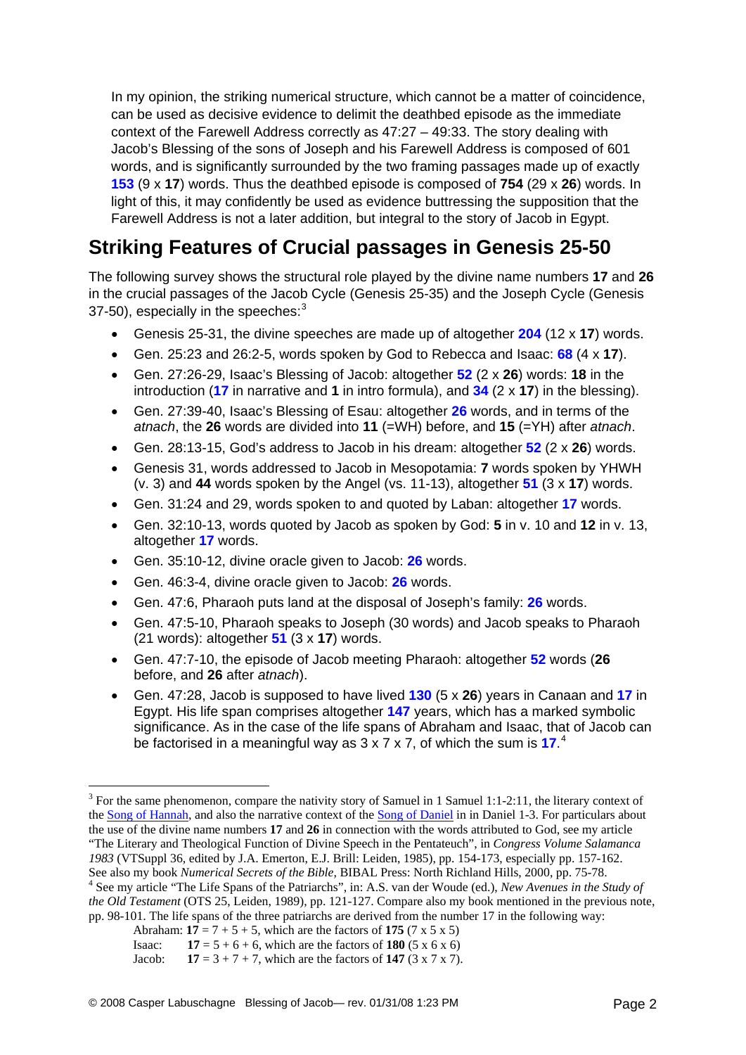In my opinion, the striking numerical structure, which cannot be a matter of coincidence, can be used as decisive evidence to delimit the deathbed episode as the immediate context of the Farewell Address correctly as 47:27 – 49:33. The story dealing with Jacob's Blessing of the sons of Joseph and his Farewell Address is composed of 601 words, and is significantly surrounded by the two framing passages made up of exactly **153** (9 x **17**) words. Thus the deathbed episode is composed of **754** (29 x **26**) words. In light of this, it may confidently be used as evidence buttressing the supposition that the Farewell Address is not a later addition, but integral to the story of Jacob in Egypt.

## Striking Features of Crucial passages in Genesis 25-50

The following survey shows the structural role played by the divine name numbers **17** and **26** in the crucial passages of the Jacob Cycle (Genesis 25-35) and the Joseph Cycle (Genesis 37-50), especially in the speeches:[3]

- Genesis 25-31, the divine speeches are made up of altogether **204** (12 x **17**) words.
- Gen. 25:23 and 26:2-5, words spoken by God to Rebecca and Isaac: **68** (4 x **17**).
- Gen. 27:26-29, Isaac's Blessing of Jacob: altogether **52** (2 x **26**) words: **18** in the introduction (**17** in narrative and **1** in intro formula), and **34** (2 x **17**) in the blessing).
- Gen. 27:39-40, Isaac's Blessing of Esau: altogether **26** words, and in terms of the *atnach*, the **26** words are divided into **11** (=WH) before, and **15** (=YH) after *atnach*.
- Gen. 28:13-15, God's address to Jacob in his dream: altogether **52** (2 x **26**) words.
- Genesis 31, words addressed to Jacob in Mesopotamia: **7** words spoken by YHWH (v. 3) and **44** words spoken by the Angel (vs. 11-13), altogether **51** (3 x **17**) words.
- Gen. 31:24 and 29, words spoken to and quoted by Laban: altogether **17** words.
- Gen. 32:10-13, words quoted by Jacob as spoken by God: **5** in v. 10 and **12** in v. 13, altogether **17** words.
- Gen. 35:10-12, divine oracle given to Jacob: **26** words.
- Gen. 46:3-4, divine oracle given to Jacob: **26** words.
- Gen. 47:6, Pharaoh puts land at the disposal of Joseph's family: **26** words.
- Gen. 47:5-10, Pharaoh speaks to Joseph (30 words) and Jacob speaks to Pharaoh (21 words): altogether **51** (3 x **17**) words.
- Gen. 47:7-10, the episode of Jacob meeting Pharaoh: altogether **52** words (**26** before, and **26** after *atnach*).
- Gen. 47:28, Jacob is supposed to have lived **130** (5 x **26**) years in Canaan and **17** in Egypt. His life span comprises altogether **147** years, which has a marked symbolic significance. As in the case of the life spans of Abraham and Isaac, that of Jacob can be factorised in a meaningful way as 3 x 7 x 7, of which the sum is **17**.[4]

---

[3] For the same phenomenon, compare the nativity story of Samuel in 1 Samuel 1:1-2:11, the literary context of the Song of Hannah, and also the narrative context of the Song of Daniel in in Daniel 1-3. For particulars about the use of the divine name numbers **17** and **26** in connection with the words attributed to God, see my article "The Literary and Theological Function of Divine Speech in the Pentateuch", in *Congress Volume Salamanca 1983* (VTSuppl 36, edited by J.A. Emerton, E.J. Brill: Leiden, 1985), pp. 154-173, especially pp. 157-162. See also my book *Numerical Secrets of the Bible*, BIBAL Press: North Richland Hills, 2000, pp. 75-78.

[4] See my article "The Life Spans of the Patriarchs", in: A.S. van der Woude (ed.), *New Avenues in the Study of the Old Testament* (OTS 25, Leiden, 1989), pp. 121-127. Compare also my book mentioned in the previous note, pp. 98-101. The life spans of the three patriarchs are derived from the number 17 in the following way:

Abraham: **17** = 7 + 5 + 5, which are the factors of **175** (7 x 5 x 5)
Isaac: **17** = 5 + 6 + 6, which are the factors of **180** (5 x 6 x 6)
Jacob: **17** = 3 + 7 + 7, which are the factors of **147** (3 x 7 x 7).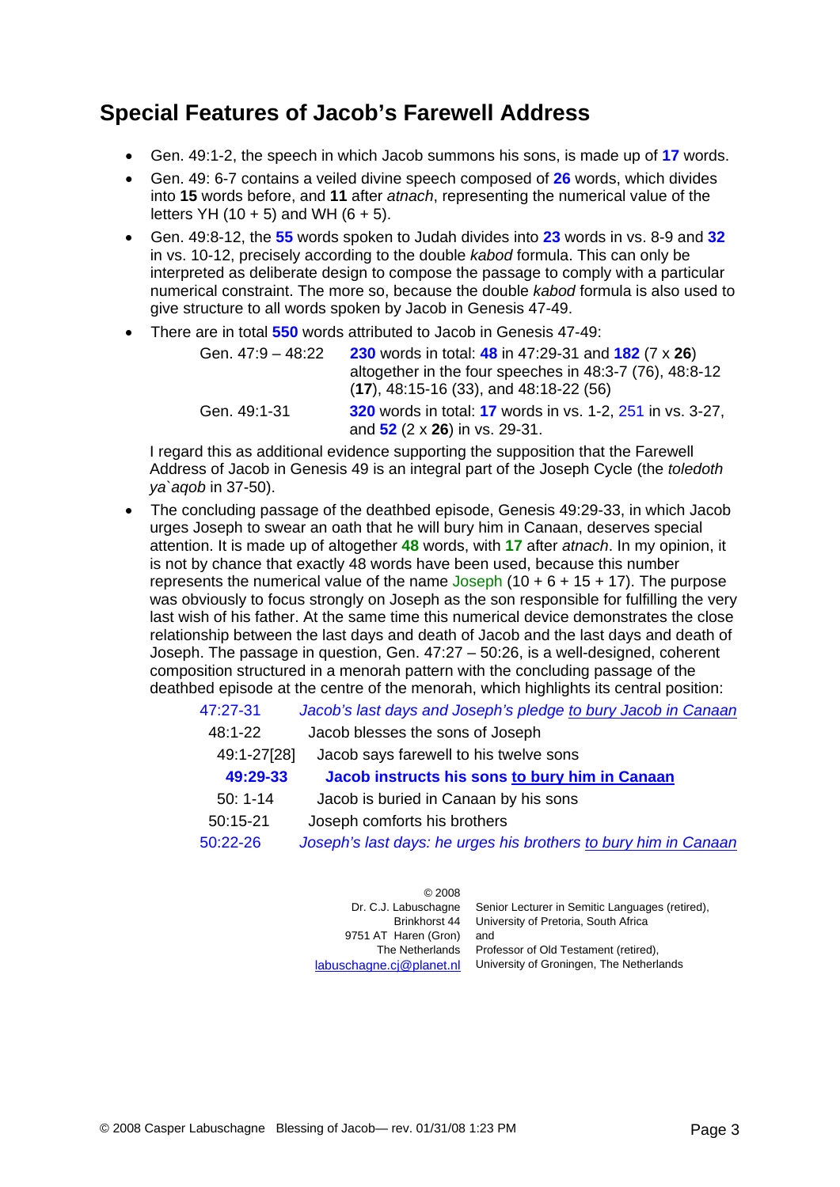## Special Features of Jacob's Farewell Address

- Gen. 49:1-2, the speech in which Jacob summons his sons, is made up of **17** words.
- Gen. 49: 6-7 contains a veiled divine speech composed of **26** words, which divides into **15** words before, and **11** after *atnach*, representing the numerical value of the letters YH (10 + 5) and WH (6 + 5).
- Gen. 49:8-12, the **55** words spoken to Judah divides into **23** words in vs. 8-9 and **32** in vs. 10-12, precisely according to the double *kabod* formula. This can only be interpreted as deliberate design to compose the passage to comply with a particular numerical constraint. The more so, because the double *kabod* formula is also used to give structure to all words spoken by Jacob in Genesis 47-49.
- There are in total **550** words attributed to Jacob in Genesis 47-49:

  | | |
  |---|---|
  | Gen. 47:9 – 48:22 | **230** words in total: **48** in 47:29-31 and **182** (7 x **26**) altogether in the four speeches in 48:3-7 (76), 48:8-12 (**17**), 48:15-16 (33), and 48:18-22 (56) |
  | Gen. 49:1-31 | **320** words in total: **17** words in vs. 1-2, 251 in vs. 3-27, and **52** (2 x **26**) in vs. 29-31. |

  I regard this as additional evidence supporting the supposition that the Farewell Address of Jacob in Genesis 49 is an integral part of the Joseph Cycle (the *toledoth ya`aqob* in 37-50).
- The concluding passage of the deathbed episode, Genesis 49:29-33, in which Jacob urges Joseph to swear an oath that he will bury him in Canaan, deserves special attention. It is made up of altogether **48** words, with **17** after *atnach*. In my opinion, it is not by chance that exactly 48 words have been used, because this number represents the numerical value of the name Joseph (10 + 6 + 15 + 17). The purpose was obviously to focus strongly on Joseph as the son responsible for fulfilling the very last wish of his father. At the same time this numerical device demonstrates the close relationship between the last days and death of Jacob and the last days and death of Joseph. The passage in question, Gen. 47:27 – 50:26, is a well-designed, coherent composition structured in a menorah pattern with the concluding passage of the deathbed episode at the centre of the menorah, which highlights its central position:

  | | |
  |---|---|
  | 47:27-31 | *Jacob's last days and Joseph's pledge to bury Jacob in Canaan* |
  | 48:1-22 | Jacob blesses the sons of Joseph |
  | 49:1-27[28] | Jacob says farewell to his twelve sons |
  | **49:29-33** | **Jacob instructs his sons to bury him in Canaan** |
  | 50: 1-14 | Jacob is buried in Canaan by his sons |
  | 50:15-21 | Joseph comforts his brothers |
  | 50:22-26 | *Joseph's last days: he urges his brothers to bury him in Canaan* |

© 2008

Dr. C.J. Labuschagne
Brinkhorst 44
9751 AT Haren (Gron)
The Netherlands
labuschagne.cj@planet.nl

Senior Lecturer in Semitic Languages (retired),
University of Pretoria, South Africa
and
Professor of Old Testament (retired),
University of Groningen, The Netherlands